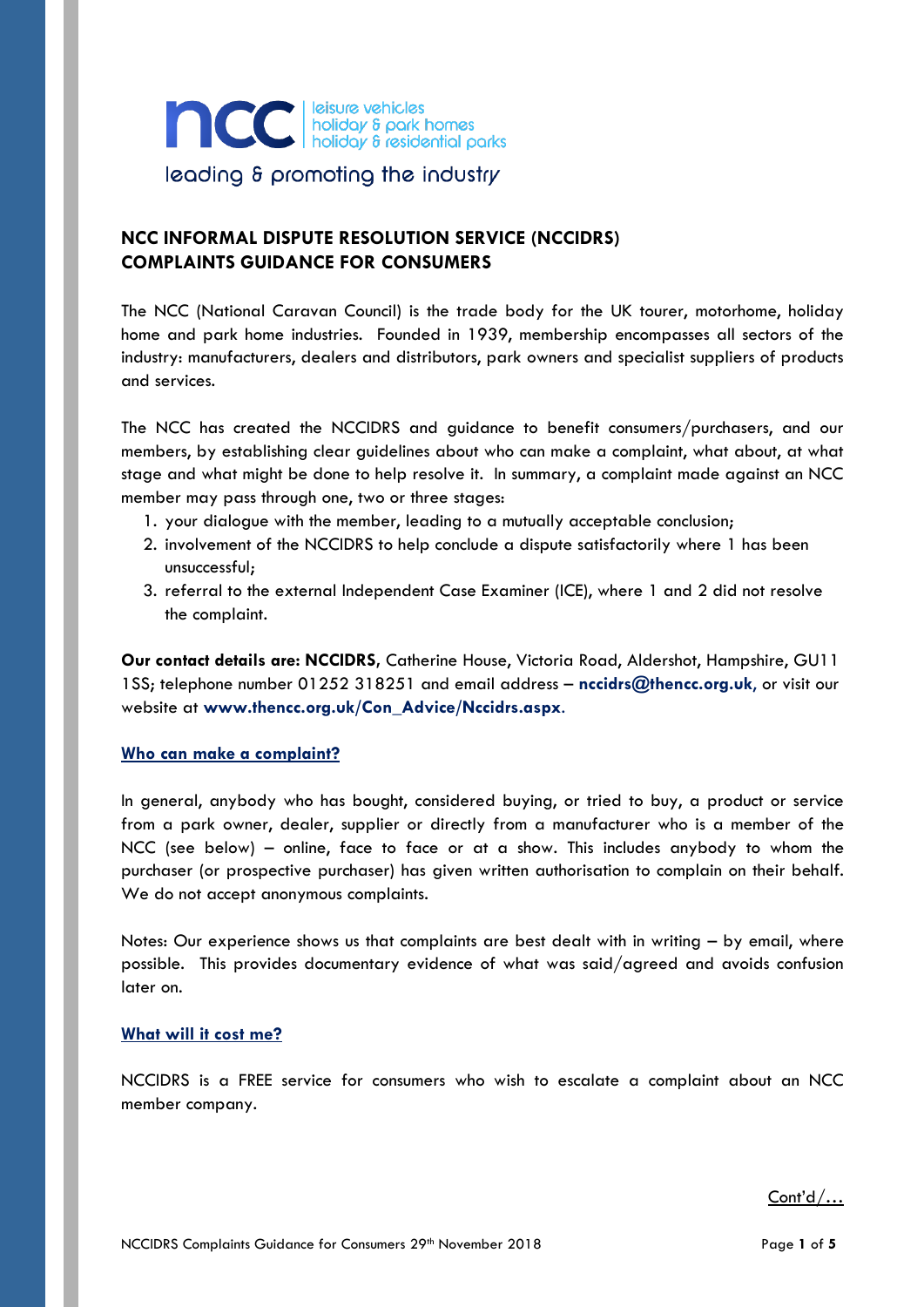ncc | leisure vehicles
holiday & park homes
holiday & residential parks

leading & promoting the industry

## NCC INFORMAL DISPUTE RESOLUTION SERVICE (NCCIDRS) COMPLAINTS GUIDANCE FOR CONSUMERS

The NCC (National Caravan Council) is the trade body for the UK tourer, motorhome, holiday home and park home industries. Founded in 1939, membership encompasses all sectors of the industry: manufacturers, dealers and distributors, park owners and specialist suppliers of products and services.

The NCC has created the NCCIDRS and guidance to benefit consumers/purchasers, and our members, by establishing clear guidelines about who can make a complaint, what about, at what stage and what might be done to help resolve it. In summary, a complaint made against an NCC member may pass through one, two or three stages:

1. your dialogue with the member, leading to a mutually acceptable conclusion;
2. involvement of the NCCIDRS to help conclude a dispute satisfactorily where 1 has been unsuccessful;
3. referral to the external Independent Case Examiner (ICE), where 1 and 2 did not resolve the complaint.

**Our contact details are: NCCIDRS**, Catherine House, Victoria Road, Aldershot, Hampshire, GU11 1SS; telephone number 01252 318251 and email address – **nccidrs@thencc.org.uk**, or visit our website at **www.thencc.org.uk/Con_Advice/Nccidrs.aspx**.

### Who can make a complaint?

In general, anybody who has bought, considered buying, or tried to buy, a product or service from a park owner, dealer, supplier or directly from a manufacturer who is a member of the NCC (see below) – online, face to face or at a show. This includes anybody to whom the purchaser (or prospective purchaser) has given written authorisation to complain on their behalf. We do not accept anonymous complaints.

Notes: Our experience shows us that complaints are best dealt with in writing – by email, where possible. This provides documentary evidence of what was said/agreed and avoids confusion later on.

### What will it cost me?

NCCIDRS is a FREE service for consumers who wish to escalate a complaint about an NCC member company.

Cont'd/…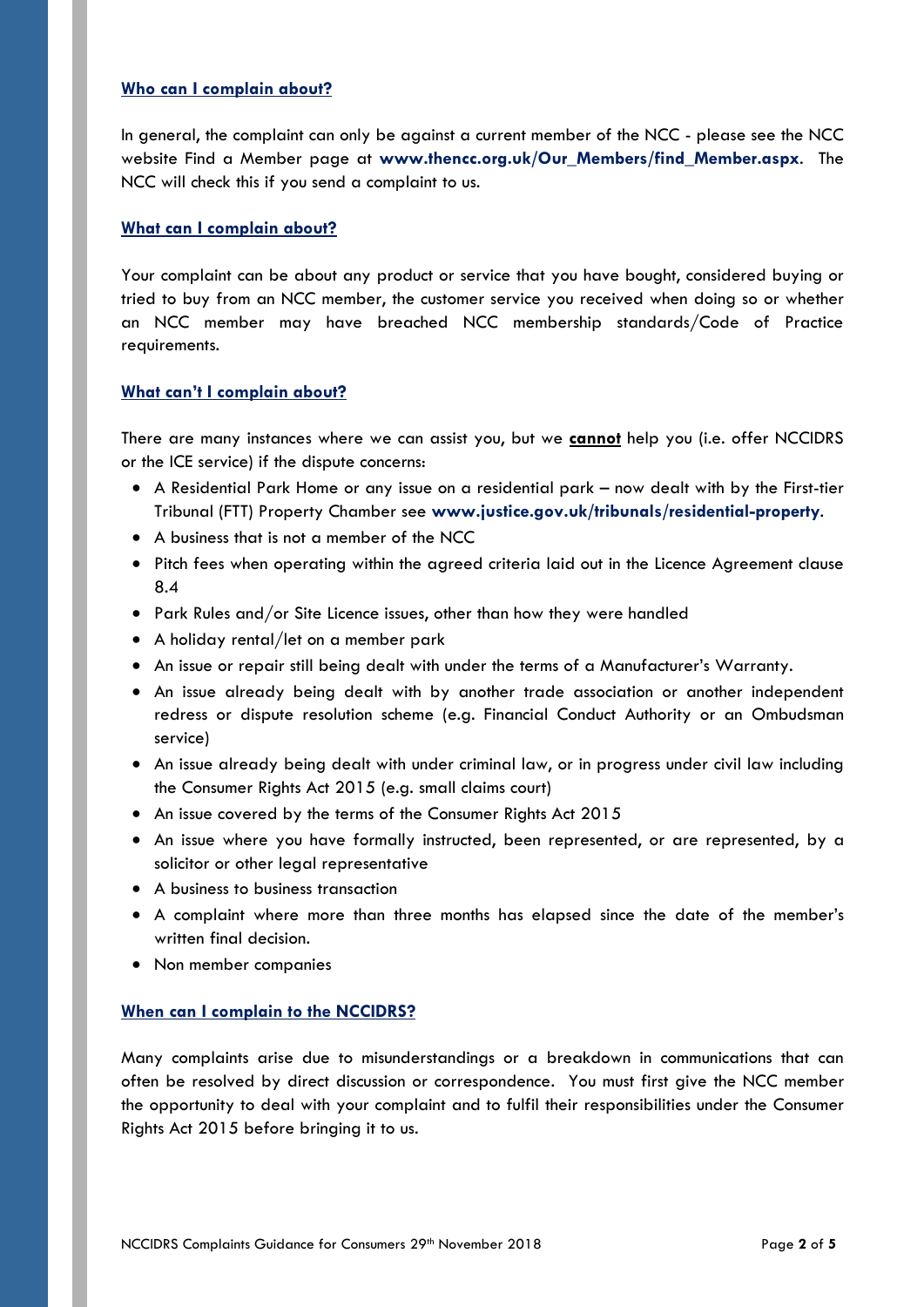## Who can I complain about?

In general, the complaint can only be against a current member of the NCC - please see the NCC website Find a Member page at **www.thencc.org.uk/Our_Members/find_Member.aspx**. The NCC will check this if you send a complaint to us.

## What can I complain about?

Your complaint can be about any product or service that you have bought, considered buying or tried to buy from an NCC member, the customer service you received when doing so or whether an NCC member may have breached NCC membership standards/Code of Practice requirements.

## What can't I complain about?

There are many instances where we can assist you, but we **cannot** help you (i.e. offer NCCIDRS or the ICE service) if the dispute concerns:

- A Residential Park Home or any issue on a residential park – now dealt with by the First-tier Tribunal (FTT) Property Chamber see **www.justice.gov.uk/tribunals/residential-property**.
- A business that is not a member of the NCC
- Pitch fees when operating within the agreed criteria laid out in the Licence Agreement clause 8.4
- Park Rules and/or Site Licence issues, other than how they were handled
- A holiday rental/let on a member park
- An issue or repair still being dealt with under the terms of a Manufacturer's Warranty.
- An issue already being dealt with by another trade association or another independent redress or dispute resolution scheme (e.g. Financial Conduct Authority or an Ombudsman service)
- An issue already being dealt with under criminal law, or in progress under civil law including the Consumer Rights Act 2015 (e.g. small claims court)
- An issue covered by the terms of the Consumer Rights Act 2015
- An issue where you have formally instructed, been represented, or are represented, by a solicitor or other legal representative
- A business to business transaction
- A complaint where more than three months has elapsed since the date of the member's written final decision.
- Non member companies

## When can I complain to the NCCIDRS?

Many complaints arise due to misunderstandings or a breakdown in communications that can often be resolved by direct discussion or correspondence. You must first give the NCC member the opportunity to deal with your complaint and to fulfil their responsibilities under the Consumer Rights Act 2015 before bringing it to us.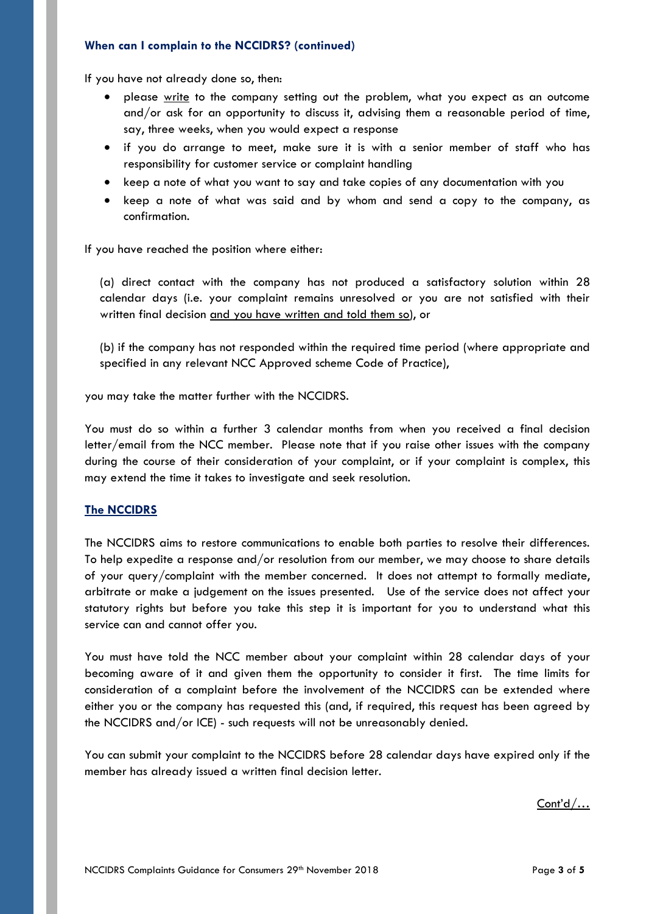### When can I complain to the NCCIDRS? (continued)

If you have not already done so, then:

- please write to the company setting out the problem, what you expect as an outcome and/or ask for an opportunity to discuss it, advising them a reasonable period of time, say, three weeks, when you would expect a response
- if you do arrange to meet, make sure it is with a senior member of staff who has responsibility for customer service or complaint handling
- keep a note of what you want to say and take copies of any documentation with you
- keep a note of what was said and by whom and send a copy to the company, as confirmation.

If you have reached the position where either:

(a) direct contact with the company has not produced a satisfactory solution within 28 calendar days (i.e. your complaint remains unresolved or you are not satisfied with their written final decision and you have written and told them so), or

(b) if the company has not responded within the required time period (where appropriate and specified in any relevant NCC Approved scheme Code of Practice),

you may take the matter further with the NCCIDRS.

You must do so within a further 3 calendar months from when you received a final decision letter/email from the NCC member. Please note that if you raise other issues with the company during the course of their consideration of your complaint, or if your complaint is complex, this may extend the time it takes to investigate and seek resolution.

### The NCCIDRS

The NCCIDRS aims to restore communications to enable both parties to resolve their differences. To help expedite a response and/or resolution from our member, we may choose to share details of your query/complaint with the member concerned. It does not attempt to formally mediate, arbitrate or make a judgement on the issues presented. Use of the service does not affect your statutory rights but before you take this step it is important for you to understand what this service can and cannot offer you.

You must have told the NCC member about your complaint within 28 calendar days of your becoming aware of it and given them the opportunity to consider it first. The time limits for consideration of a complaint before the involvement of the NCCIDRS can be extended where either you or the company has requested this (and, if required, this request has been agreed by the NCCIDRS and/or ICE) - such requests will not be unreasonably denied.

You can submit your complaint to the NCCIDRS before 28 calendar days have expired only if the member has already issued a written final decision letter.

Cont'd/…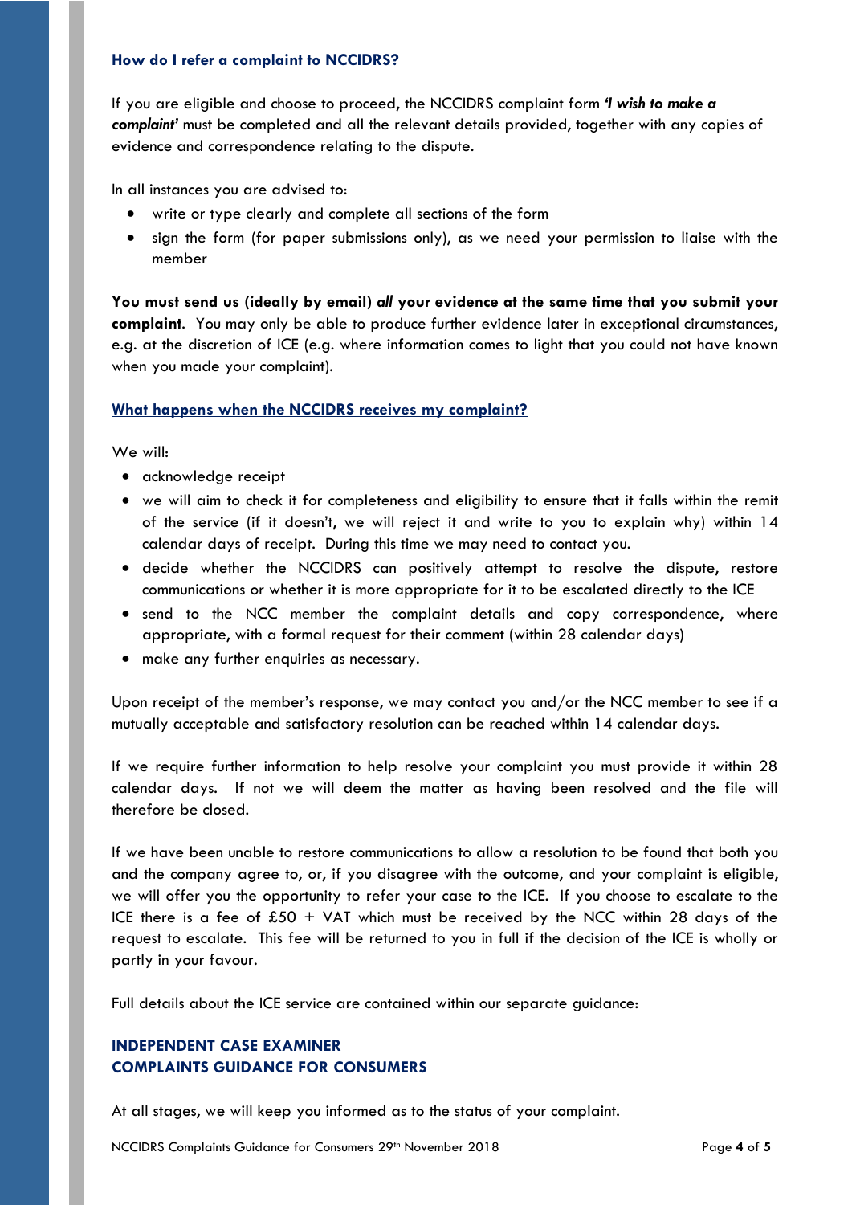## How do I refer a complaint to NCCIDRS?

If you are eligible and choose to proceed, the NCCIDRS complaint form ***'I wish to make a complaint'*** must be completed and all the relevant details provided, together with any copies of evidence and correspondence relating to the dispute.

In all instances you are advised to:

- write or type clearly and complete all sections of the form
- sign the form (for paper submissions only), as we need your permission to liaise with the member

**You must send us (ideally by email)** ***all*** **your evidence at the same time that you submit your complaint**. You may only be able to produce further evidence later in exceptional circumstances, e.g. at the discretion of ICE (e.g. where information comes to light that you could not have known when you made your complaint).

## What happens when the NCCIDRS receives my complaint?

We will:

- acknowledge receipt
- we will aim to check it for completeness and eligibility to ensure that it falls within the remit of the service (if it doesn't, we will reject it and write to you to explain why) within 14 calendar days of receipt. During this time we may need to contact you.
- decide whether the NCCIDRS can positively attempt to resolve the dispute, restore communications or whether it is more appropriate for it to be escalated directly to the ICE
- send to the NCC member the complaint details and copy correspondence, where appropriate, with a formal request for their comment (within 28 calendar days)
- make any further enquiries as necessary.

Upon receipt of the member's response, we may contact you and/or the NCC member to see if a mutually acceptable and satisfactory resolution can be reached within 14 calendar days.

If we require further information to help resolve your complaint you must provide it within 28 calendar days. If not we will deem the matter as having been resolved and the file will therefore be closed.

If we have been unable to restore communications to allow a resolution to be found that both you and the company agree to, or, if you disagree with the outcome, and your complaint is eligible, we will offer you the opportunity to refer your case to the ICE. If you choose to escalate to the ICE there is a fee of £50 + VAT which must be received by the NCC within 28 days of the request to escalate. This fee will be returned to you in full if the decision of the ICE is wholly or partly in your favour.

Full details about the ICE service are contained within our separate guidance:

**INDEPENDENT CASE EXAMINER**
**COMPLAINTS GUIDANCE FOR CONSUMERS**

At all stages, we will keep you informed as to the status of your complaint.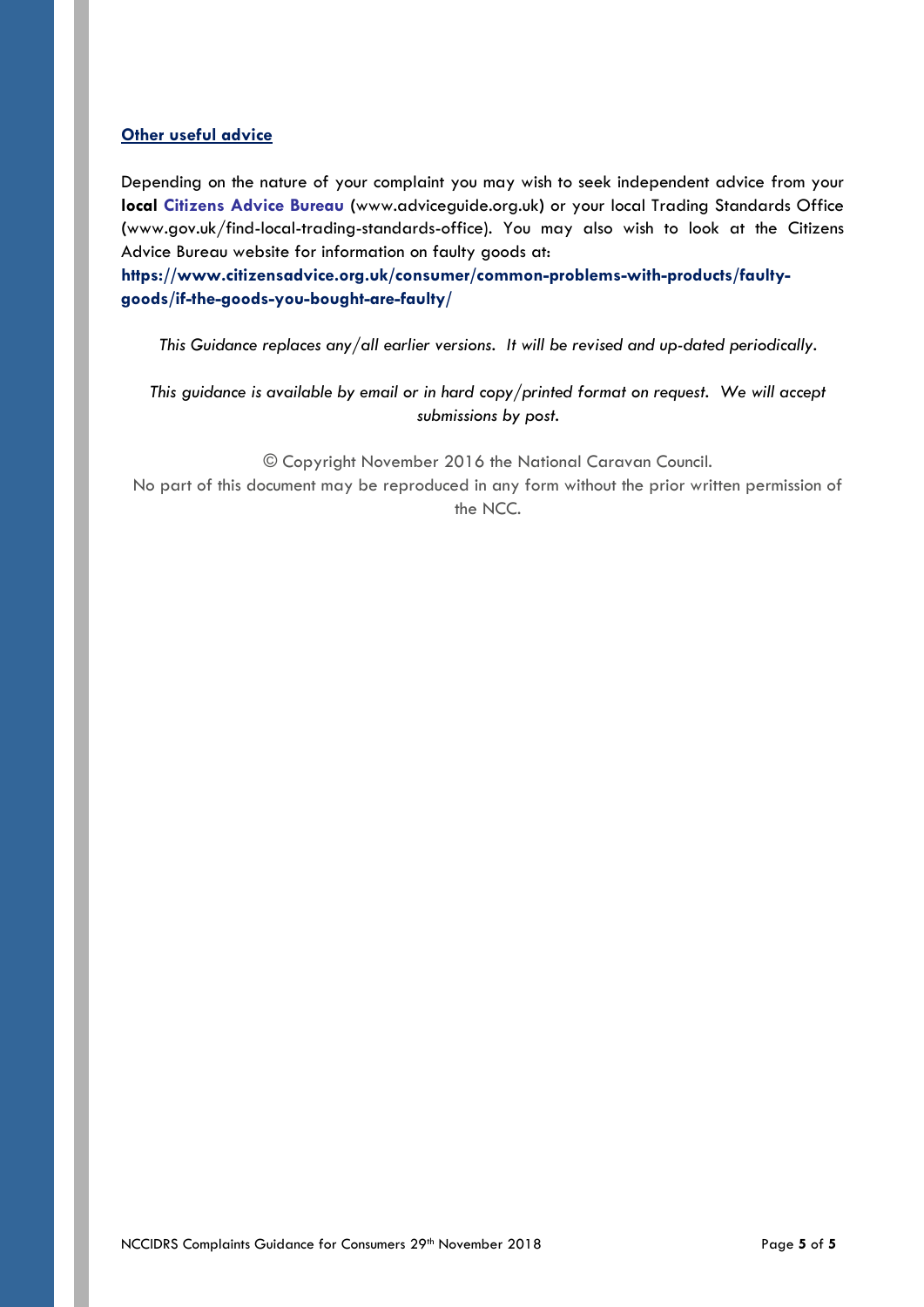**Other useful advice**

Depending on the nature of your complaint you may wish to seek independent advice from your **local Citizens Advice Bureau** (www.adviceguide.org.uk) or your local Trading Standards Office (www.gov.uk/find-local-trading-standards-office). You may also wish to look at the Citizens Advice Bureau website for information on faulty goods at: **https://www.citizensadvice.org.uk/consumer/common-problems-with-products/faulty-goods/if-the-goods-you-bought-are-faulty/**

*This Guidance replaces any/all earlier versions. It will be revised and up-dated periodically.*

*This guidance is available by email or in hard copy/printed format on request. We will accept submissions by post.*

© Copyright November 2016 the National Caravan Council.
No part of this document may be reproduced in any form without the prior written permission of the NCC.